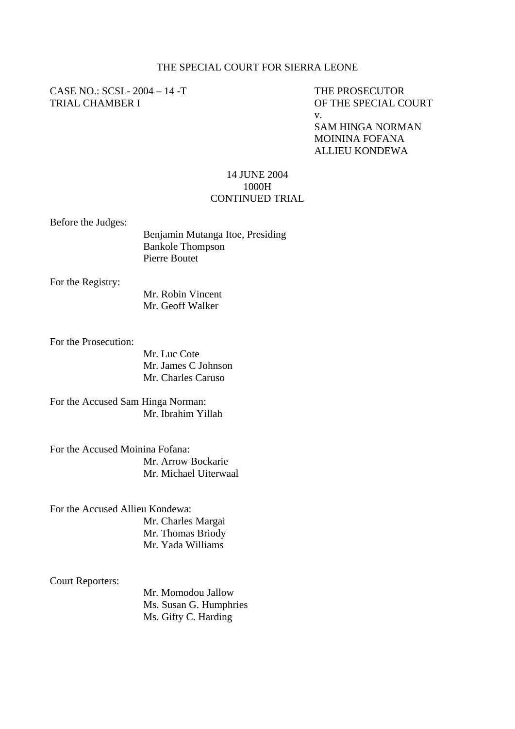THE SPECIAL COURT FOR SIERRA LEONE

CASE NO.: SCSL- 2004 – 14 -T
TRIAL CHAMBER I

THE PROSECUTOR
OF THE SPECIAL COURT
v.
SAM HINGA NORMAN
MOININA FOFANA
ALLIEU KONDEWA

14 JUNE 2004
1000H
CONTINUED TRIAL

Before the Judges:

Benjamin Mutanga Itoe, Presiding
Bankole Thompson
Pierre Boutet

For the Registry:

Mr. Robin Vincent
Mr. Geoff Walker

For the Prosecution:

Mr. Luc Cote
Mr. James C Johnson
Mr. Charles Caruso

For the Accused Sam Hinga Norman:

Mr. Ibrahim Yillah

For the Accused Moinina Fofana:

Mr. Arrow Bockarie
Mr. Michael Uiterwaal

For the Accused Allieu Kondewa:

Mr. Charles Margai
Mr. Thomas Briody
Mr. Yada Williams

Court Reporters:

Mr. Momodou Jallow
Ms. Susan G. Humphries
Ms. Gifty C. Harding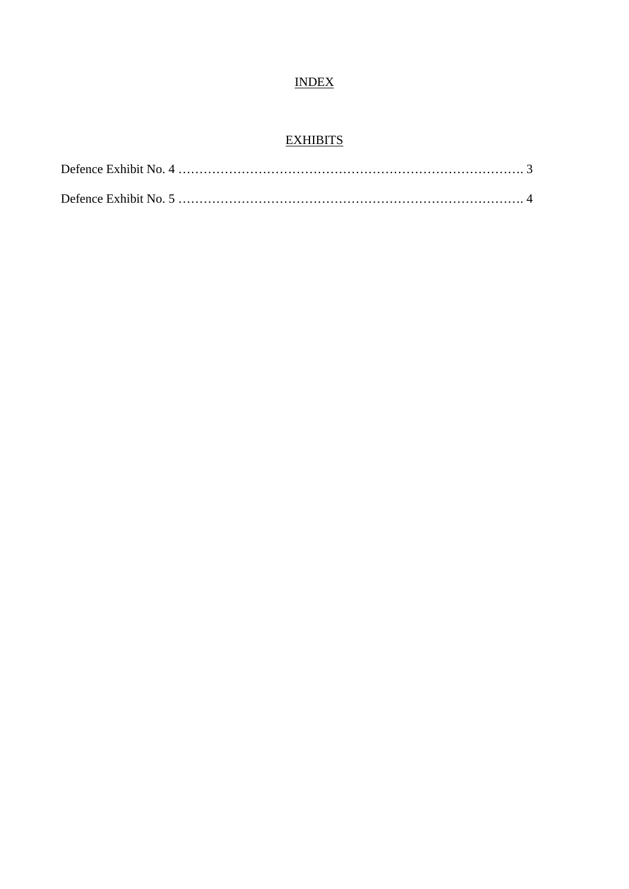# INDEX

## EXHIBITS

Defence Exhibit No. 4 ………………………………………………………………………. 3

Defence Exhibit No. 5 ………………………………………………………………………. 4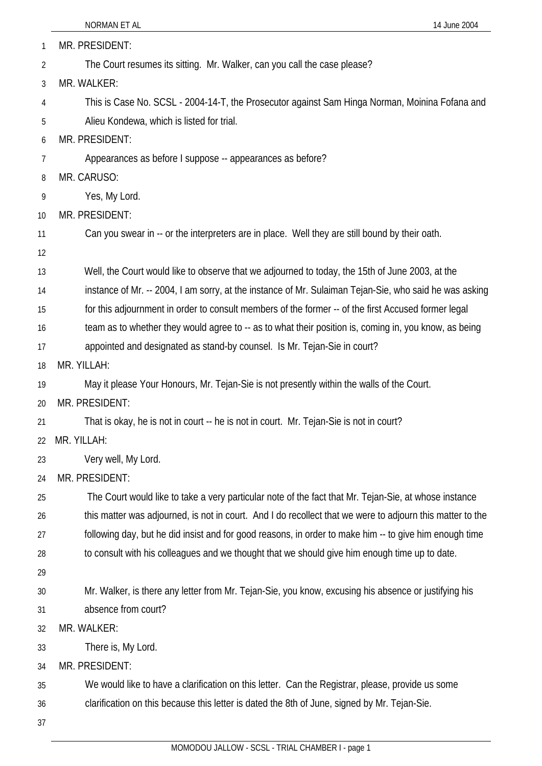MR. PRESIDENT:

The Court resumes its sitting. Mr. Walker, can you call the case please?

MR. WALKER:

This is Case No. SCSL - 2004-14-T, the Prosecutor against Sam Hinga Norman, Moinina Fofana and Alieu Kondewa, which is listed for trial.

MR. PRESIDENT:

Appearances as before I suppose -- appearances as before?

MR. CARUSO:

Yes, My Lord.

MR. PRESIDENT:

Can you swear in -- or the interpreters are in place. Well they are still bound by their oath.

Well, the Court would like to observe that we adjourned to today, the 15th of June 2003, at the instance of Mr. -- 2004, I am sorry, at the instance of Mr. Sulaiman Tejan-Sie, who said he was asking for this adjournment in order to consult members of the former -- of the first Accused former legal team as to whether they would agree to -- as to what their position is, coming in, you know, as being appointed and designated as stand-by counsel. Is Mr. Tejan-Sie in court?

MR. YILLAH:

May it please Your Honours, Mr. Tejan-Sie is not presently within the walls of the Court.

MR. PRESIDENT:

That is okay, he is not in court -- he is not in court. Mr. Tejan-Sie is not in court?

MR. YILLAH:

Very well, My Lord.

MR. PRESIDENT:

The Court would like to take a very particular note of the fact that Mr. Tejan-Sie, at whose instance this matter was adjourned, is not in court. And I do recollect that we were to adjourn this matter to the following day, but he did insist and for good reasons, in order to make him -- to give him enough time to consult with his colleagues and we thought that we should give him enough time up to date.

Mr. Walker, is there any letter from Mr. Tejan-Sie, you know, excusing his absence or justifying his absence from court?

MR. WALKER:

There is, My Lord.

MR. PRESIDENT:

We would like to have a clarification on this letter. Can the Registrar, please, provide us some clarification on this because this letter is dated the 8th of June, signed by Mr. Tejan-Sie.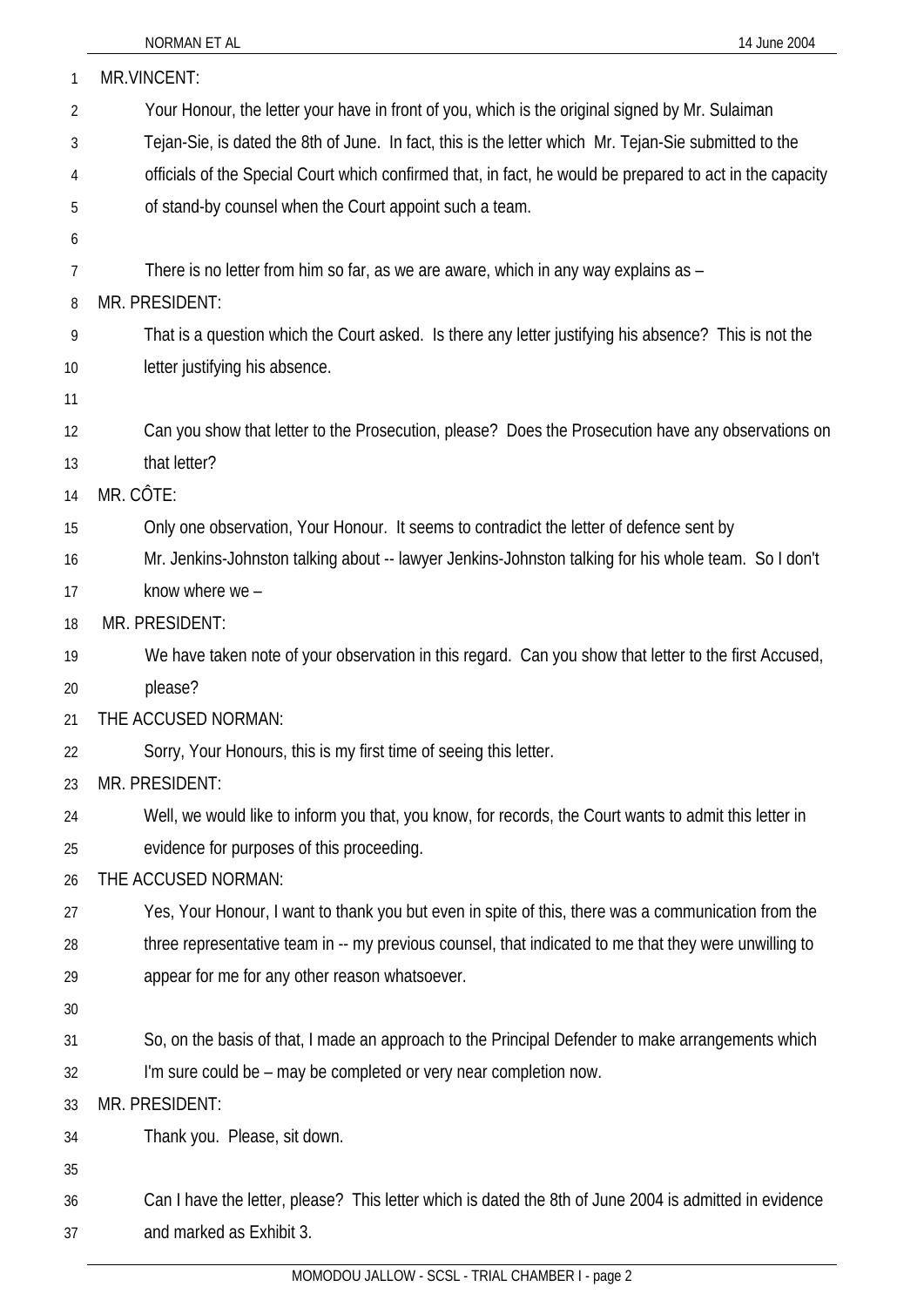MR.VINCENT:

Your Honour, the letter your have in front of you, which is the original signed by Mr. Sulaiman Tejan-Sie, is dated the 8th of June. In fact, this is the letter which Mr. Tejan-Sie submitted to the officials of the Special Court which confirmed that, in fact, he would be prepared to act in the capacity of stand-by counsel when the Court appoint such a team.

There is no letter from him so far, as we are aware, which in any way explains as –

MR. PRESIDENT:

That is a question which the Court asked. Is there any letter justifying his absence? This is not the letter justifying his absence.

Can you show that letter to the Prosecution, please? Does the Prosecution have any observations on that letter?

MR. CÔTE:

Only one observation, Your Honour. It seems to contradict the letter of defence sent by Mr. Jenkins-Johnston talking about -- lawyer Jenkins-Johnston talking for his whole team. So I don't know where we –

MR. PRESIDENT:

We have taken note of your observation in this regard. Can you show that letter to the first Accused, please?

THE ACCUSED NORMAN:

Sorry, Your Honours, this is my first time of seeing this letter.

MR. PRESIDENT:

Well, we would like to inform you that, you know, for records, the Court wants to admit this letter in evidence for purposes of this proceeding.

THE ACCUSED NORMAN:

Yes, Your Honour, I want to thank you but even in spite of this, there was a communication from the three representative team in -- my previous counsel, that indicated to me that they were unwilling to appear for me for any other reason whatsoever.

So, on the basis of that, I made an approach to the Principal Defender to make arrangements which I'm sure could be – may be completed or very near completion now.

MR. PRESIDENT:

Thank you. Please, sit down.

Can I have the letter, please? This letter which is dated the 8th of June 2004 is admitted in evidence and marked as Exhibit 3.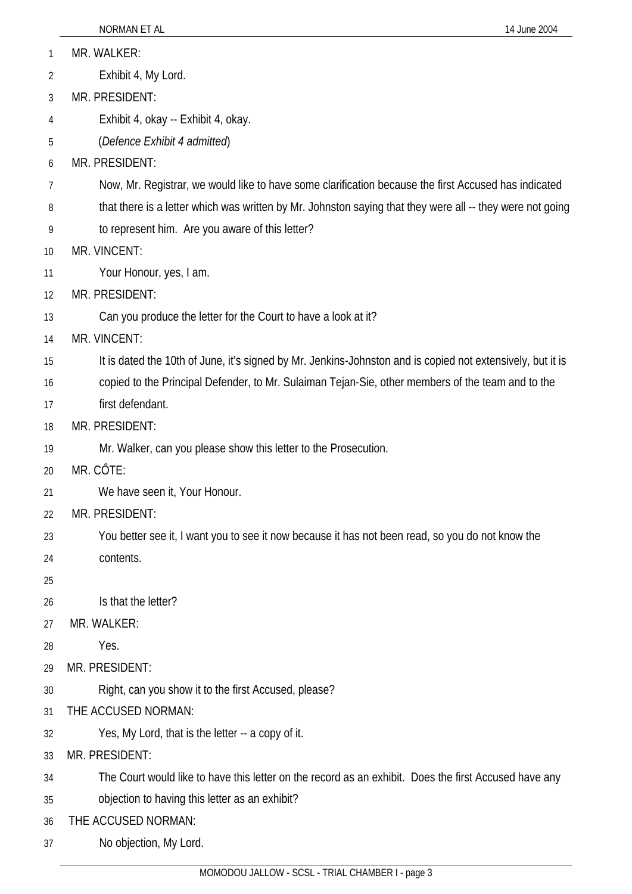MR. WALKER:

Exhibit 4, My Lord.

MR. PRESIDENT:

Exhibit 4, okay -- Exhibit 4, okay.

(*Defence Exhibit 4 admitted*)

MR. PRESIDENT:

Now, Mr. Registrar, we would like to have some clarification because the first Accused has indicated that there is a letter which was written by Mr. Johnston saying that they were all -- they were not going to represent him. Are you aware of this letter?

MR. VINCENT:

Your Honour, yes, I am.

MR. PRESIDENT:

Can you produce the letter for the Court to have a look at it?

MR. VINCENT:

It is dated the 10th of June, it's signed by Mr. Jenkins-Johnston and is copied not extensively, but it is copied to the Principal Defender, to Mr. Sulaiman Tejan-Sie, other members of the team and to the first defendant.

MR. PRESIDENT:

Mr. Walker, can you please show this letter to the Prosecution.

MR. CÔTE:

We have seen it, Your Honour.

MR. PRESIDENT:

You better see it, I want you to see it now because it has not been read, so you do not know the contents.

Is that the letter?

MR. WALKER:

Yes.

MR. PRESIDENT:

Right, can you show it to the first Accused, please?

THE ACCUSED NORMAN:

Yes, My Lord, that is the letter -- a copy of it.

MR. PRESIDENT:

The Court would like to have this letter on the record as an exhibit. Does the first Accused have any objection to having this letter as an exhibit?

THE ACCUSED NORMAN:

No objection, My Lord.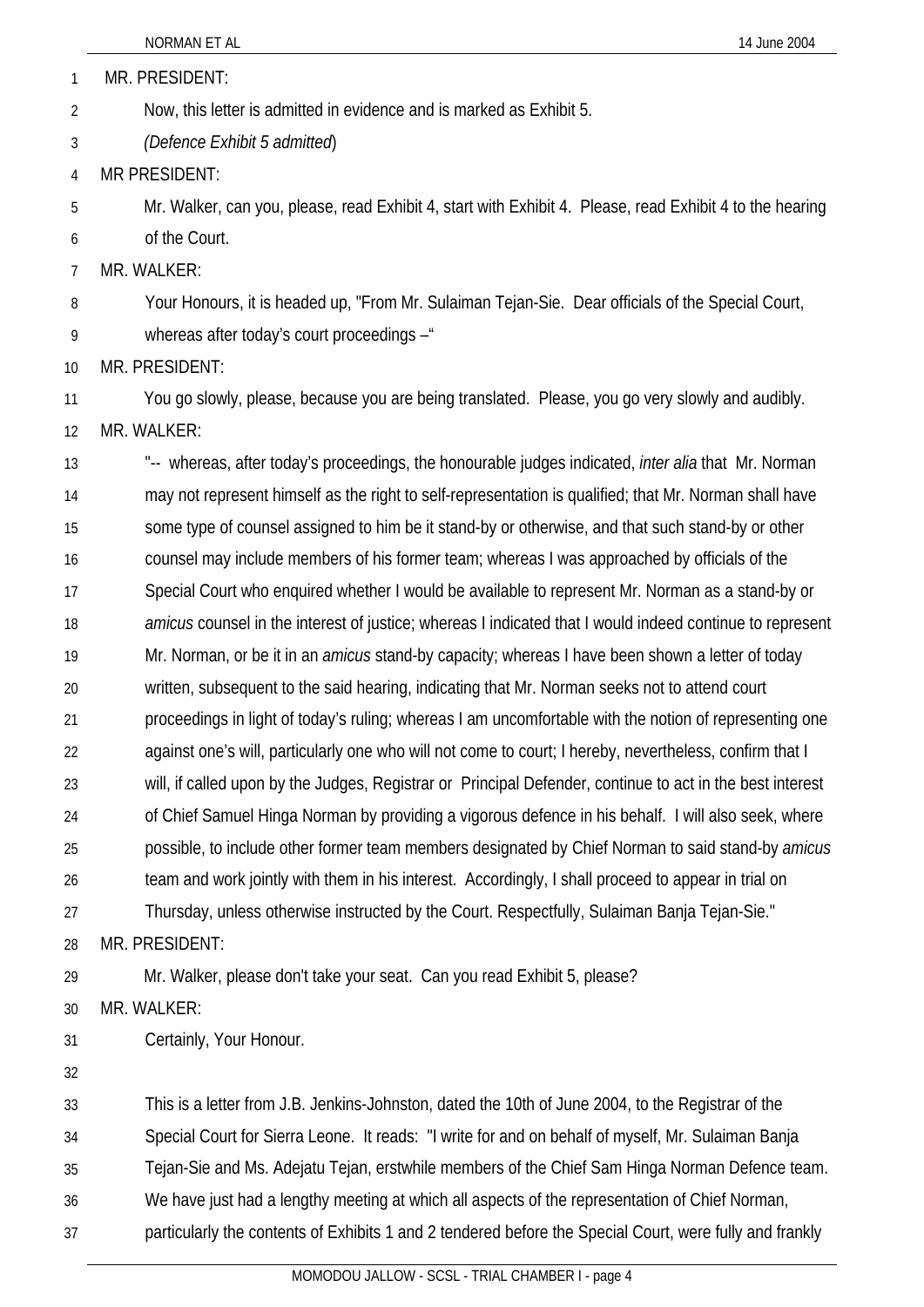MR. PRESIDENT:

Now, this letter is admitted in evidence and is marked as Exhibit 5.

*(Defence Exhibit 5 admitted*)

MR PRESIDENT:

Mr. Walker, can you, please, read Exhibit 4, start with Exhibit 4. Please, read Exhibit 4 to the hearing of the Court.

MR. WALKER:

Your Honours, it is headed up, "From Mr. Sulaiman Tejan-Sie. Dear officials of the Special Court, whereas after today's court proceedings –"

MR. PRESIDENT:

You go slowly, please, because you are being translated. Please, you go very slowly and audibly.

MR. WALKER:

"-- whereas, after today's proceedings, the honourable judges indicated, *inter alia* that Mr. Norman may not represent himself as the right to self-representation is qualified; that Mr. Norman shall have some type of counsel assigned to him be it stand-by or otherwise, and that such stand-by or other counsel may include members of his former team; whereas I was approached by officials of the Special Court who enquired whether I would be available to represent Mr. Norman as a stand-by or *amicus* counsel in the interest of justice; whereas I indicated that I would indeed continue to represent Mr. Norman, or be it in an *amicus* stand-by capacity; whereas I have been shown a letter of today written, subsequent to the said hearing, indicating that Mr. Norman seeks not to attend court proceedings in light of today's ruling; whereas I am uncomfortable with the notion of representing one against one's will, particularly one who will not come to court; I hereby, nevertheless, confirm that I will, if called upon by the Judges, Registrar or Principal Defender, continue to act in the best interest of Chief Samuel Hinga Norman by providing a vigorous defence in his behalf. I will also seek, where possible, to include other former team members designated by Chief Norman to said stand-by *amicus* team and work jointly with them in his interest. Accordingly, I shall proceed to appear in trial on Thursday, unless otherwise instructed by the Court. Respectfully, Sulaiman Banja Tejan-Sie."

MR. PRESIDENT:

Mr. Walker, please don't take your seat. Can you read Exhibit 5, please?

MR. WALKER:

Certainly, Your Honour.

This is a letter from J.B. Jenkins-Johnston, dated the 10th of June 2004, to the Registrar of the Special Court for Sierra Leone. It reads: "I write for and on behalf of myself, Mr. Sulaiman Banja Tejan-Sie and Ms. Adejatu Tejan, erstwhile members of the Chief Sam Hinga Norman Defence team. We have just had a lengthy meeting at which all aspects of the representation of Chief Norman, particularly the contents of Exhibits 1 and 2 tendered before the Special Court, were fully and frankly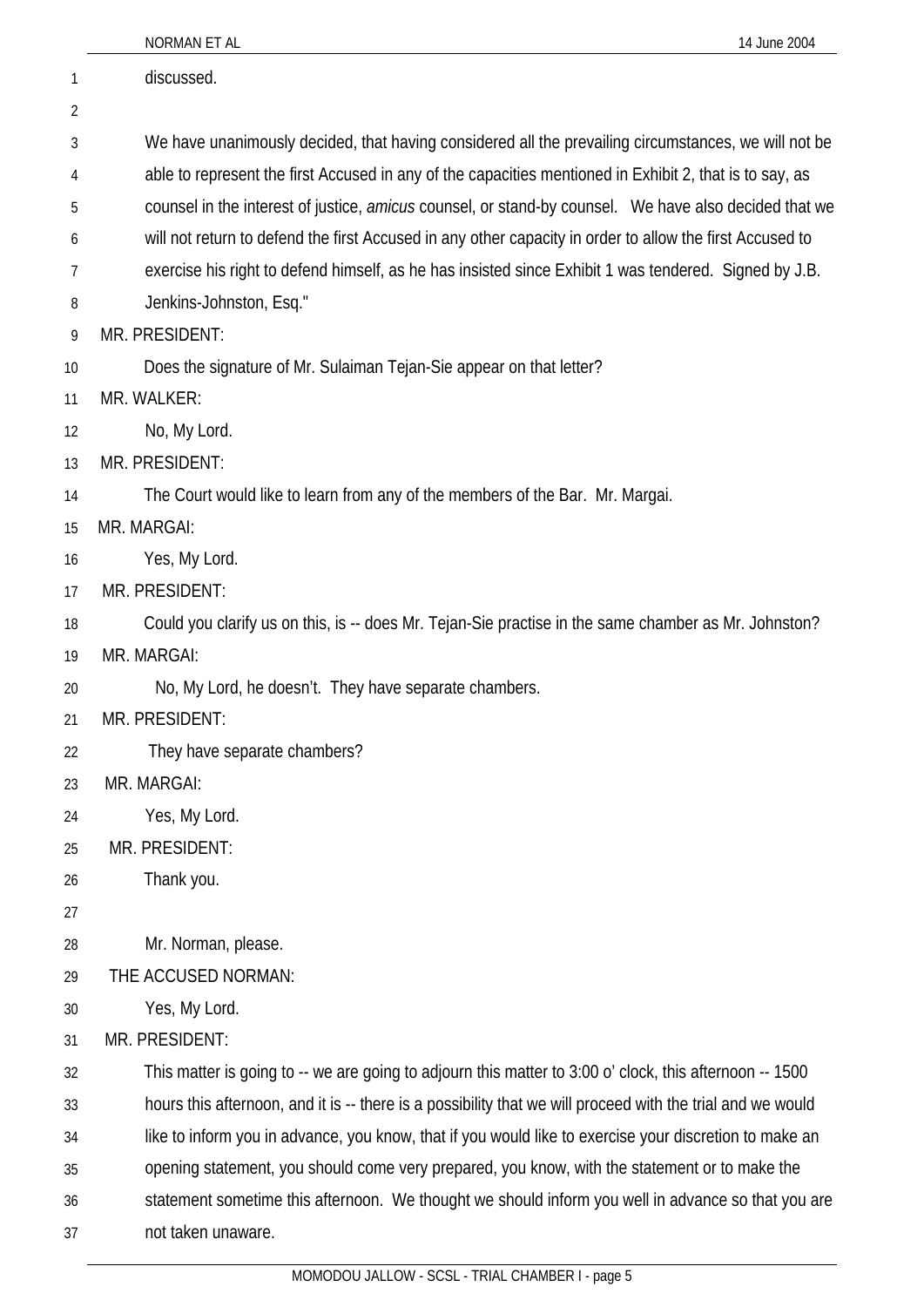discussed.

We have unanimously decided, that having considered all the prevailing circumstances, we will not be able to represent the first Accused in any of the capacities mentioned in Exhibit 2, that is to say, as counsel in the interest of justice, *amicus* counsel, or stand-by counsel. We have also decided that we will not return to defend the first Accused in any other capacity in order to allow the first Accused to exercise his right to defend himself, as he has insisted since Exhibit 1 was tendered. Signed by J.B. Jenkins-Johnston, Esq."

MR. PRESIDENT:

Does the signature of Mr. Sulaiman Tejan-Sie appear on that letter?

MR. WALKER:

No, My Lord.

MR. PRESIDENT:

The Court would like to learn from any of the members of the Bar. Mr. Margai.

MR. MARGAI:

Yes, My Lord.

MR. PRESIDENT:

Could you clarify us on this, is -- does Mr. Tejan-Sie practise in the same chamber as Mr. Johnston?

MR. MARGAI:

No, My Lord, he doesn't. They have separate chambers.

MR. PRESIDENT:

They have separate chambers?

MR. MARGAI:

Yes, My Lord.

MR. PRESIDENT:

Thank you.

Mr. Norman, please.

THE ACCUSED NORMAN:

Yes, My Lord.

MR. PRESIDENT:

This matter is going to -- we are going to adjourn this matter to 3:00 o' clock, this afternoon -- 1500 hours this afternoon, and it is -- there is a possibility that we will proceed with the trial and we would like to inform you in advance, you know, that if you would like to exercise your discretion to make an opening statement, you should come very prepared, you know, with the statement or to make the statement sometime this afternoon. We thought we should inform you well in advance so that you are not taken unaware.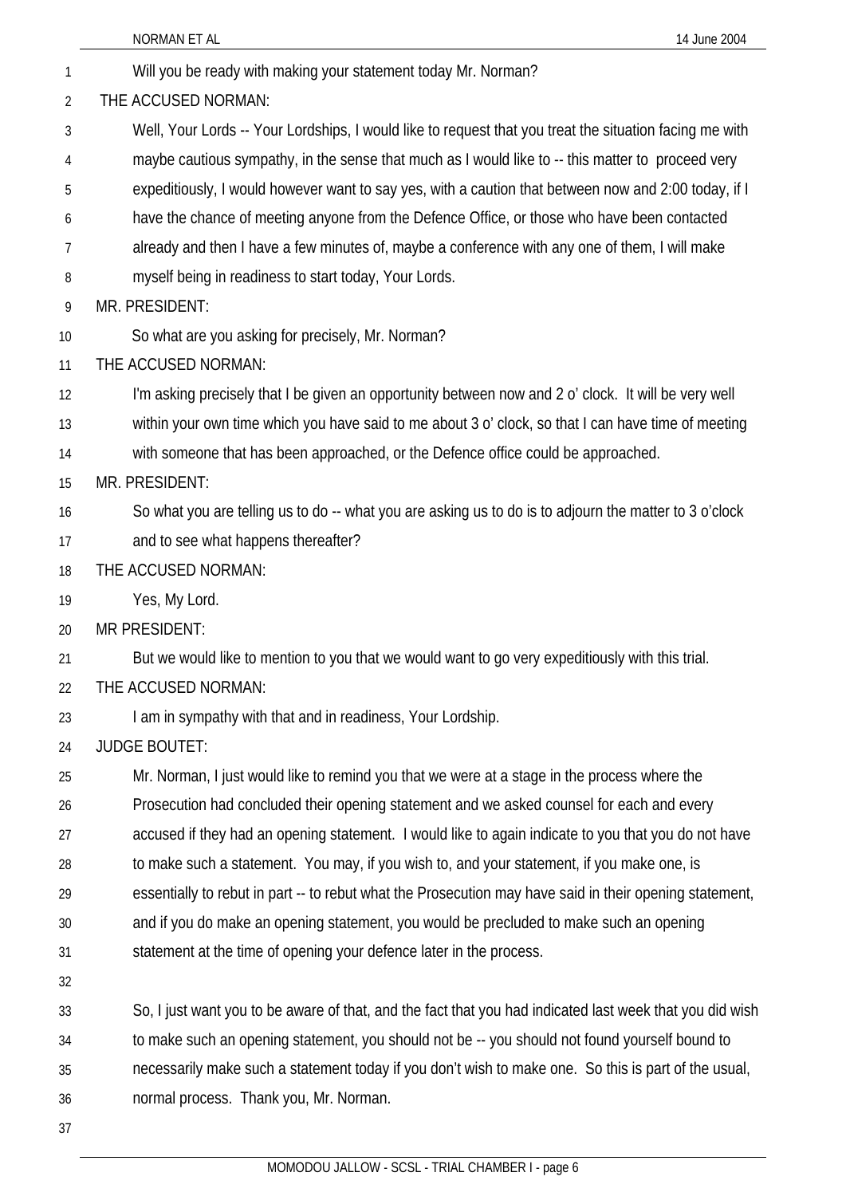Will you be ready with making your statement today Mr. Norman?

THE ACCUSED NORMAN:

Well, Your Lords -- Your Lordships, I would like to request that you treat the situation facing me with maybe cautious sympathy, in the sense that much as I would like to -- this matter to proceed very expeditiously, I would however want to say yes, with a caution that between now and 2:00 today, if I have the chance of meeting anyone from the Defence Office, or those who have been contacted already and then I have a few minutes of, maybe a conference with any one of them, I will make myself being in readiness to start today, Your Lords.

MR. PRESIDENT:

So what are you asking for precisely, Mr. Norman?

THE ACCUSED NORMAN:

I'm asking precisely that I be given an opportunity between now and 2 o' clock. It will be very well within your own time which you have said to me about 3 o' clock, so that I can have time of meeting with someone that has been approached, or the Defence office could be approached.

MR. PRESIDENT:

So what you are telling us to do -- what you are asking us to do is to adjourn the matter to 3 o'clock and to see what happens thereafter?

THE ACCUSED NORMAN:

Yes, My Lord.

MR PRESIDENT:

But we would like to mention to you that we would want to go very expeditiously with this trial.

THE ACCUSED NORMAN:

I am in sympathy with that and in readiness, Your Lordship.

JUDGE BOUTET:

Mr. Norman, I just would like to remind you that we were at a stage in the process where the Prosecution had concluded their opening statement and we asked counsel for each and every accused if they had an opening statement. I would like to again indicate to you that you do not have to make such a statement. You may, if you wish to, and your statement, if you make one, is essentially to rebut in part -- to rebut what the Prosecution may have said in their opening statement, and if you do make an opening statement, you would be precluded to make such an opening statement at the time of opening your defence later in the process.

So, I just want you to be aware of that, and the fact that you had indicated last week that you did wish to make such an opening statement, you should not be -- you should not found yourself bound to necessarily make such a statement today if you don't wish to make one. So this is part of the usual, normal process. Thank you, Mr. Norman.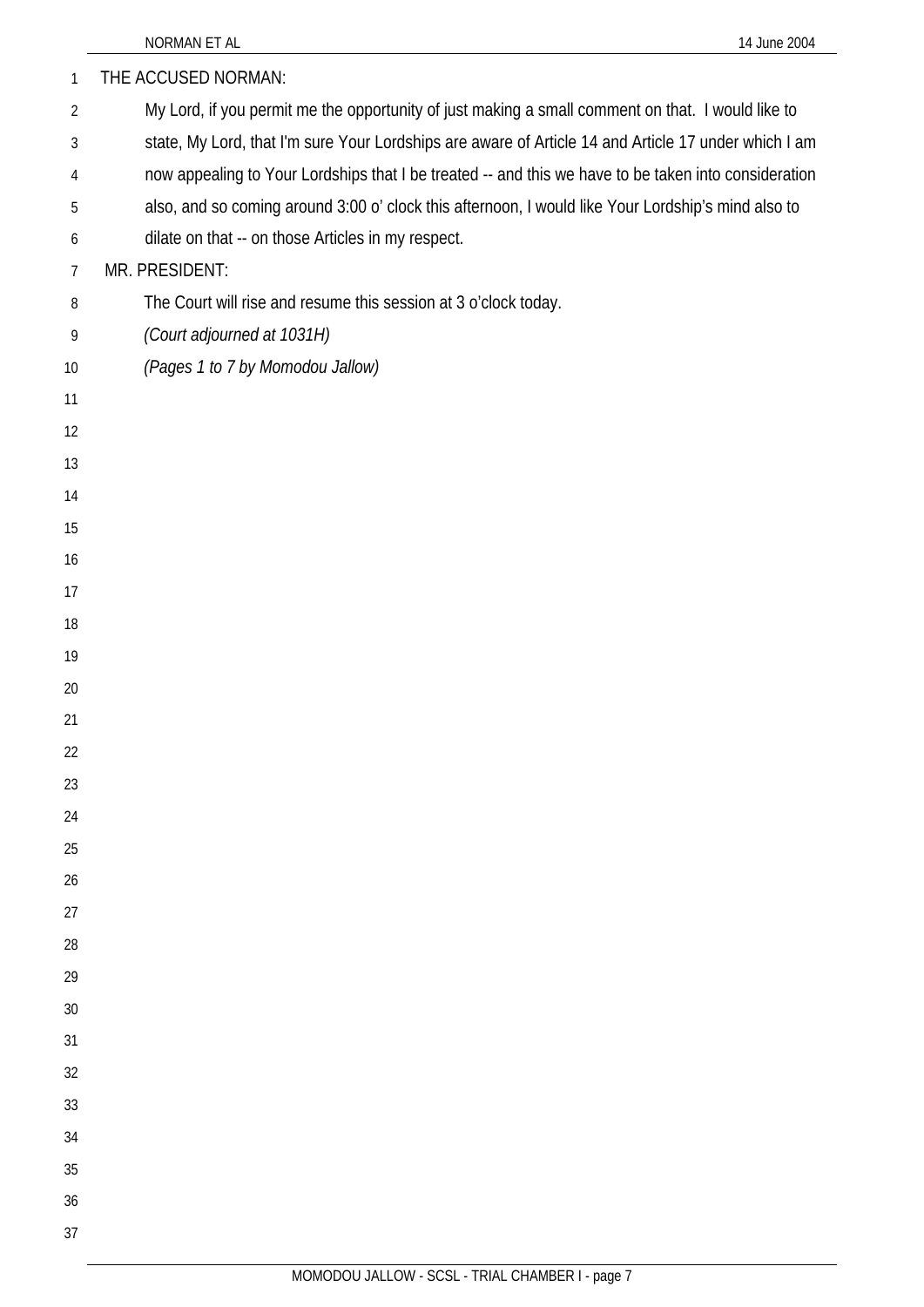THE ACCUSED NORMAN:

My Lord, if you permit me the opportunity of just making a small comment on that. I would like to state, My Lord, that I'm sure Your Lordships are aware of Article 14 and Article 17 under which I am now appealing to Your Lordships that I be treated -- and this we have to be taken into consideration also, and so coming around 3:00 o' clock this afternoon, I would like Your Lordship's mind also to dilate on that -- on those Articles in my respect.

MR. PRESIDENT:

The Court will rise and resume this session at 3 o'clock today.

*(Court adjourned at 1031H)*

*(Pages 1 to 7 by Momodou Jallow)*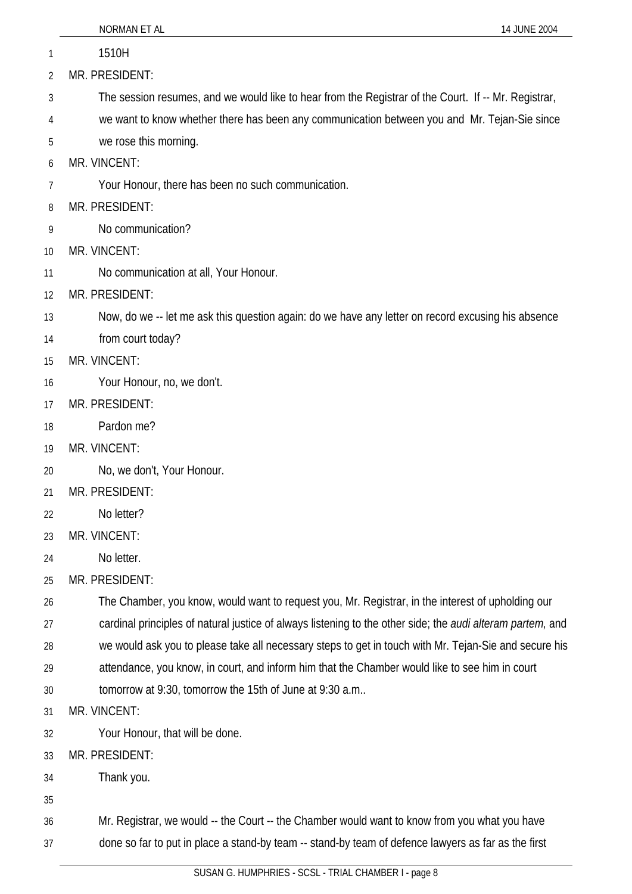1510H

MR. PRESIDENT:

The session resumes, and we would like to hear from the Registrar of the Court. If -- Mr. Registrar, we want to know whether there has been any communication between you and Mr. Tejan-Sie since we rose this morning.

MR. VINCENT:

Your Honour, there has been no such communication.

MR. PRESIDENT:

No communication?

MR. VINCENT:

No communication at all, Your Honour.

MR. PRESIDENT:

Now, do we -- let me ask this question again: do we have any letter on record excusing his absence from court today?

MR. VINCENT:

Your Honour, no, we don't.

MR. PRESIDENT:

Pardon me?

MR. VINCENT:

No, we don't, Your Honour.

MR. PRESIDENT:

No letter?

MR. VINCENT:

No letter.

MR. PRESIDENT:

The Chamber, you know, would want to request you, Mr. Registrar, in the interest of upholding our cardinal principles of natural justice of always listening to the other side; the *audi alteram partem,* and we would ask you to please take all necessary steps to get in touch with Mr. Tejan-Sie and secure his attendance, you know, in court, and inform him that the Chamber would like to see him in court tomorrow at 9:30, tomorrow the 15th of June at 9:30 a.m..

MR. VINCENT:

Your Honour, that will be done.

MR. PRESIDENT:

Thank you.

Mr. Registrar, we would -- the Court -- the Chamber would want to know from you what you have done so far to put in place a stand-by team -- stand-by team of defence lawyers as far as the first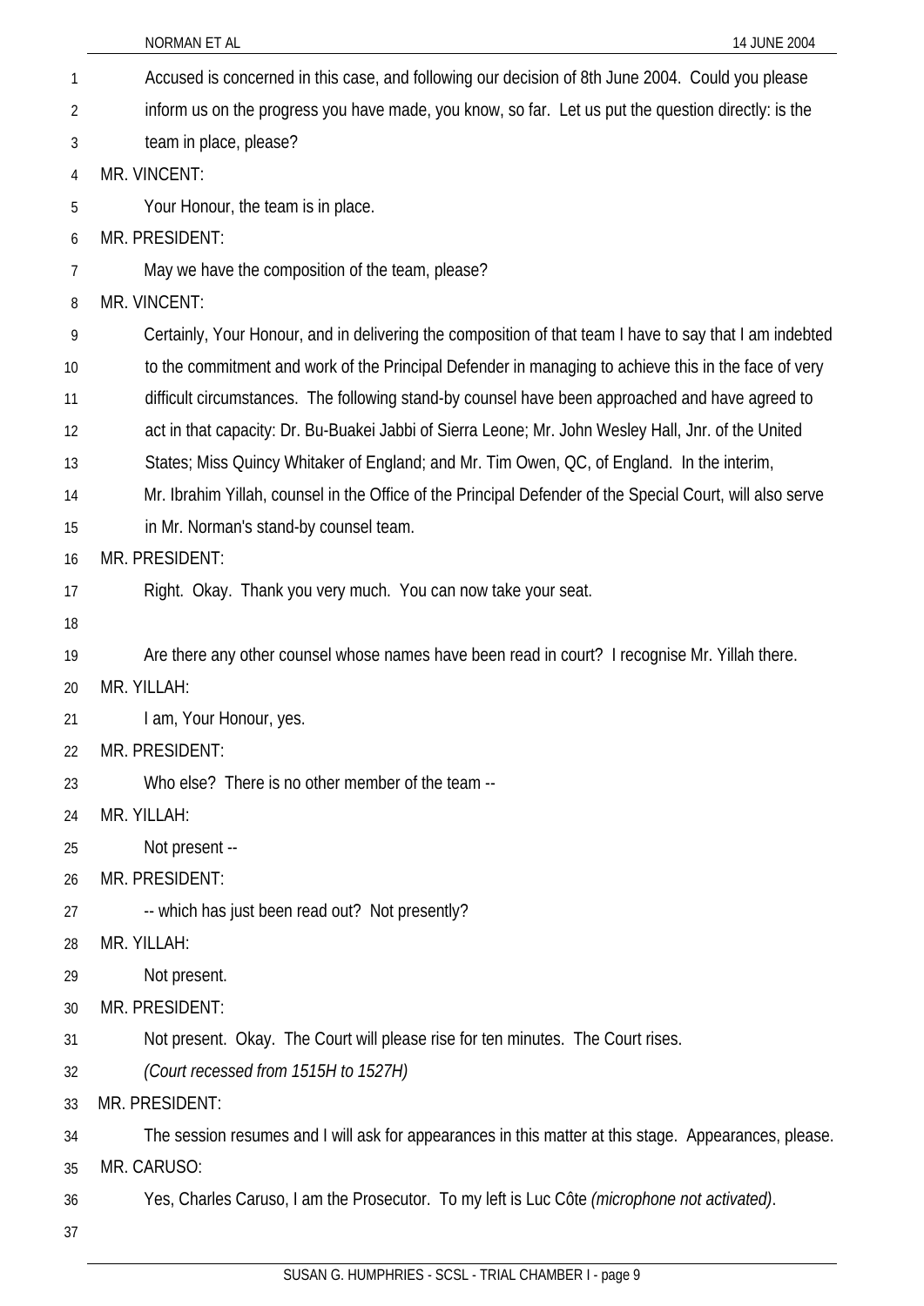Accused is concerned in this case, and following our decision of 8th June 2004. Could you please inform us on the progress you have made, you know, so far. Let us put the question directly: is the team in place, please?

MR. VINCENT:

Your Honour, the team is in place.

MR. PRESIDENT:

May we have the composition of the team, please?

MR. VINCENT:

Certainly, Your Honour, and in delivering the composition of that team I have to say that I am indebted to the commitment and work of the Principal Defender in managing to achieve this in the face of very difficult circumstances. The following stand-by counsel have been approached and have agreed to act in that capacity: Dr. Bu-Buakei Jabbi of Sierra Leone; Mr. John Wesley Hall, Jnr. of the United States; Miss Quincy Whitaker of England; and Mr. Tim Owen, QC, of England. In the interim, Mr. Ibrahim Yillah, counsel in the Office of the Principal Defender of the Special Court, will also serve in Mr. Norman's stand-by counsel team.

MR. PRESIDENT:

Right. Okay. Thank you very much. You can now take your seat.

Are there any other counsel whose names have been read in court? I recognise Mr. Yillah there.

MR. YILLAH:

I am, Your Honour, yes.

MR. PRESIDENT:

Who else? There is no other member of the team --

MR. YILLAH:

Not present --

MR. PRESIDENT:

-- which has just been read out? Not presently?

MR. YILLAH:

Not present.

MR. PRESIDENT:

Not present. Okay. The Court will please rise for ten minutes. The Court rises.

*(Court recessed from 1515H to 1527H)*

MR. PRESIDENT:

The session resumes and I will ask for appearances in this matter at this stage. Appearances, please.

MR. CARUSO:

Yes, Charles Caruso, I am the Prosecutor. To my left is Luc Côte *(microphone not activated)*.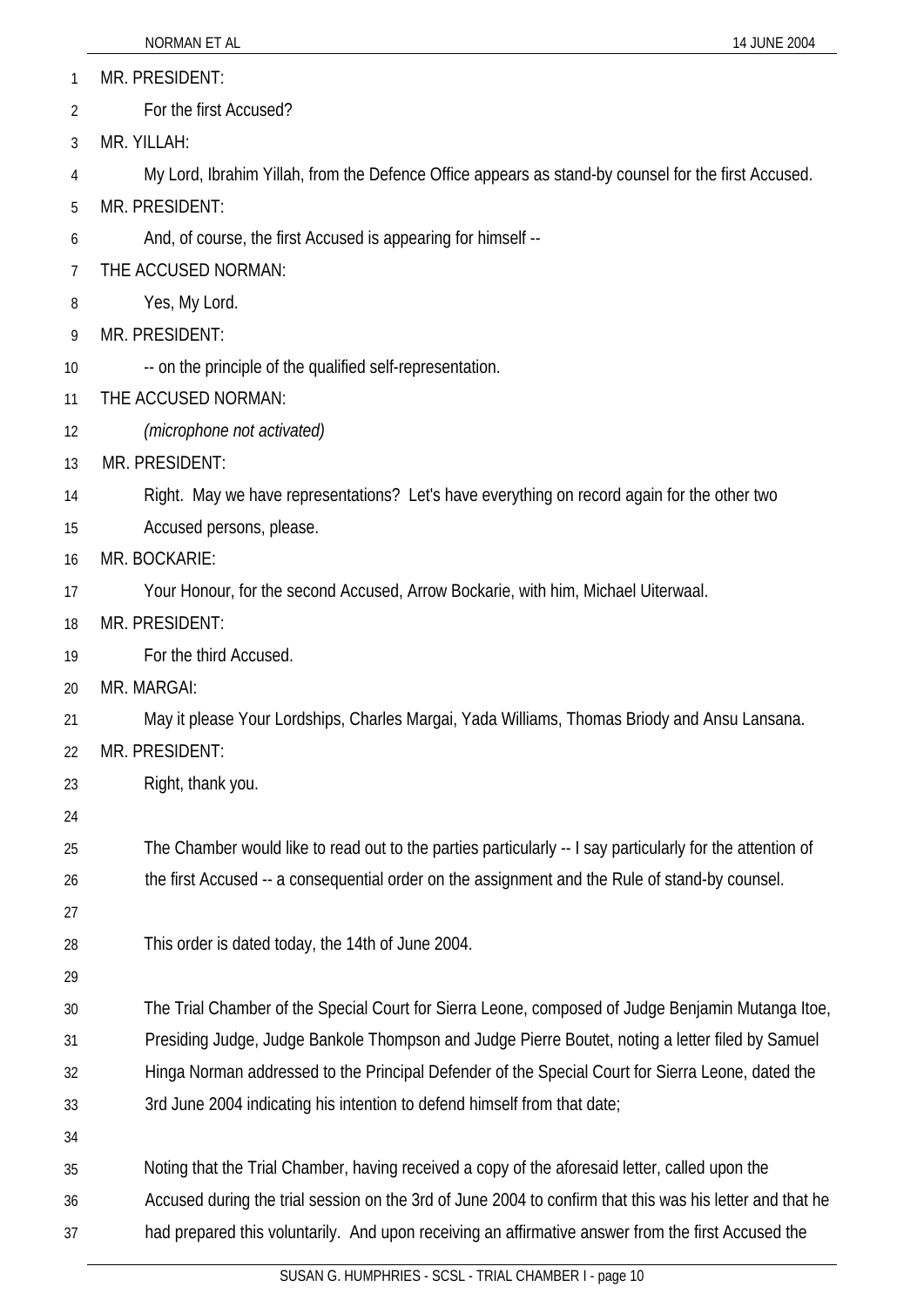MR. PRESIDENT:

For the first Accused?

MR. YILLAH:

My Lord, Ibrahim Yillah, from the Defence Office appears as stand-by counsel for the first Accused.

MR. PRESIDENT:

And, of course, the first Accused is appearing for himself --

THE ACCUSED NORMAN:

Yes, My Lord.

MR. PRESIDENT:

-- on the principle of the qualified self-representation.

THE ACCUSED NORMAN:

*(microphone not activated)*

MR. PRESIDENT:

Right. May we have representations? Let's have everything on record again for the other two Accused persons, please.

MR. BOCKARIE:

Your Honour, for the second Accused, Arrow Bockarie, with him, Michael Uiterwaal.

MR. PRESIDENT:

For the third Accused.

MR. MARGAI:

May it please Your Lordships, Charles Margai, Yada Williams, Thomas Briody and Ansu Lansana.

MR. PRESIDENT:

Right, thank you.

The Chamber would like to read out to the parties particularly -- I say particularly for the attention of the first Accused -- a consequential order on the assignment and the Rule of stand-by counsel.

This order is dated today, the 14th of June 2004.

The Trial Chamber of the Special Court for Sierra Leone, composed of Judge Benjamin Mutanga Itoe, Presiding Judge, Judge Bankole Thompson and Judge Pierre Boutet, noting a letter filed by Samuel Hinga Norman addressed to the Principal Defender of the Special Court for Sierra Leone, dated the 3rd June 2004 indicating his intention to defend himself from that date;

Noting that the Trial Chamber, having received a copy of the aforesaid letter, called upon the Accused during the trial session on the 3rd of June 2004 to confirm that this was his letter and that he had prepared this voluntarily. And upon receiving an affirmative answer from the first Accused the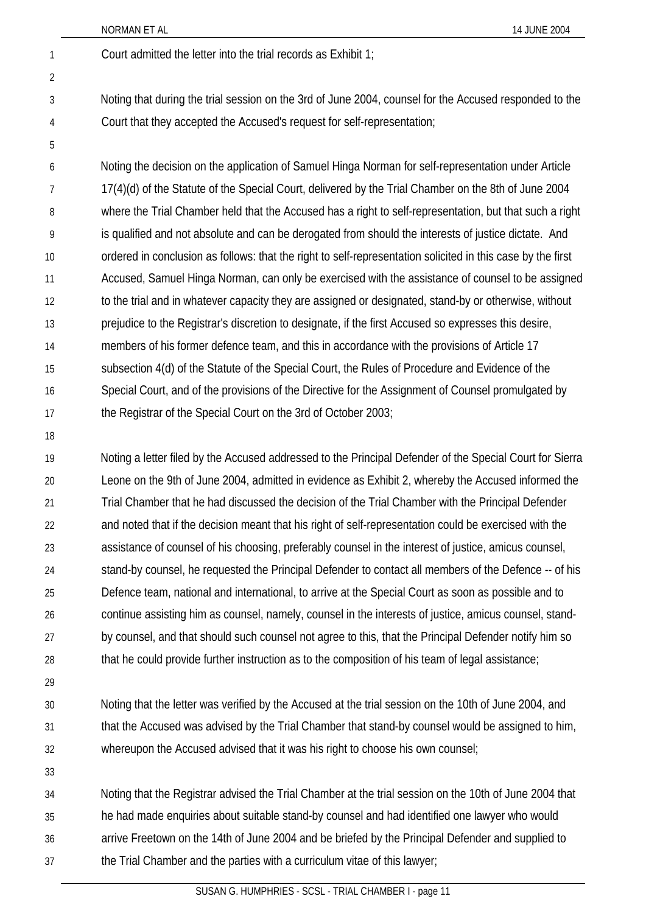Court admitted the letter into the trial records as Exhibit 1;

Noting that during the trial session on the 3rd of June 2004, counsel for the Accused responded to the Court that they accepted the Accused's request for self-representation;

Noting the decision on the application of Samuel Hinga Norman for self-representation under Article 17(4)(d) of the Statute of the Special Court, delivered by the Trial Chamber on the 8th of June 2004 where the Trial Chamber held that the Accused has a right to self-representation, but that such a right is qualified and not absolute and can be derogated from should the interests of justice dictate. And ordered in conclusion as follows: that the right to self-representation solicited in this case by the first Accused, Samuel Hinga Norman, can only be exercised with the assistance of counsel to be assigned to the trial and in whatever capacity they are assigned or designated, stand-by or otherwise, without prejudice to the Registrar's discretion to designate, if the first Accused so expresses this desire, members of his former defence team, and this in accordance with the provisions of Article 17 subsection 4(d) of the Statute of the Special Court, the Rules of Procedure and Evidence of the Special Court, and of the provisions of the Directive for the Assignment of Counsel promulgated by the Registrar of the Special Court on the 3rd of October 2003;

Noting a letter filed by the Accused addressed to the Principal Defender of the Special Court for Sierra Leone on the 9th of June 2004, admitted in evidence as Exhibit 2, whereby the Accused informed the Trial Chamber that he had discussed the decision of the Trial Chamber with the Principal Defender and noted that if the decision meant that his right of self-representation could be exercised with the assistance of counsel of his choosing, preferably counsel in the interest of justice, amicus counsel, stand-by counsel, he requested the Principal Defender to contact all members of the Defence -- of his Defence team, national and international, to arrive at the Special Court as soon as possible and to continue assisting him as counsel, namely, counsel in the interests of justice, amicus counsel, stand-by counsel, and that should such counsel not agree to this, that the Principal Defender notify him so that he could provide further instruction as to the composition of his team of legal assistance;

Noting that the letter was verified by the Accused at the trial session on the 10th of June 2004, and that the Accused was advised by the Trial Chamber that stand-by counsel would be assigned to him, whereupon the Accused advised that it was his right to choose his own counsel;

Noting that the Registrar advised the Trial Chamber at the trial session on the 10th of June 2004 that he had made enquiries about suitable stand-by counsel and had identified one lawyer who would arrive Freetown on the 14th of June 2004 and be briefed by the Principal Defender and supplied to the Trial Chamber and the parties with a curriculum vitae of this lawyer;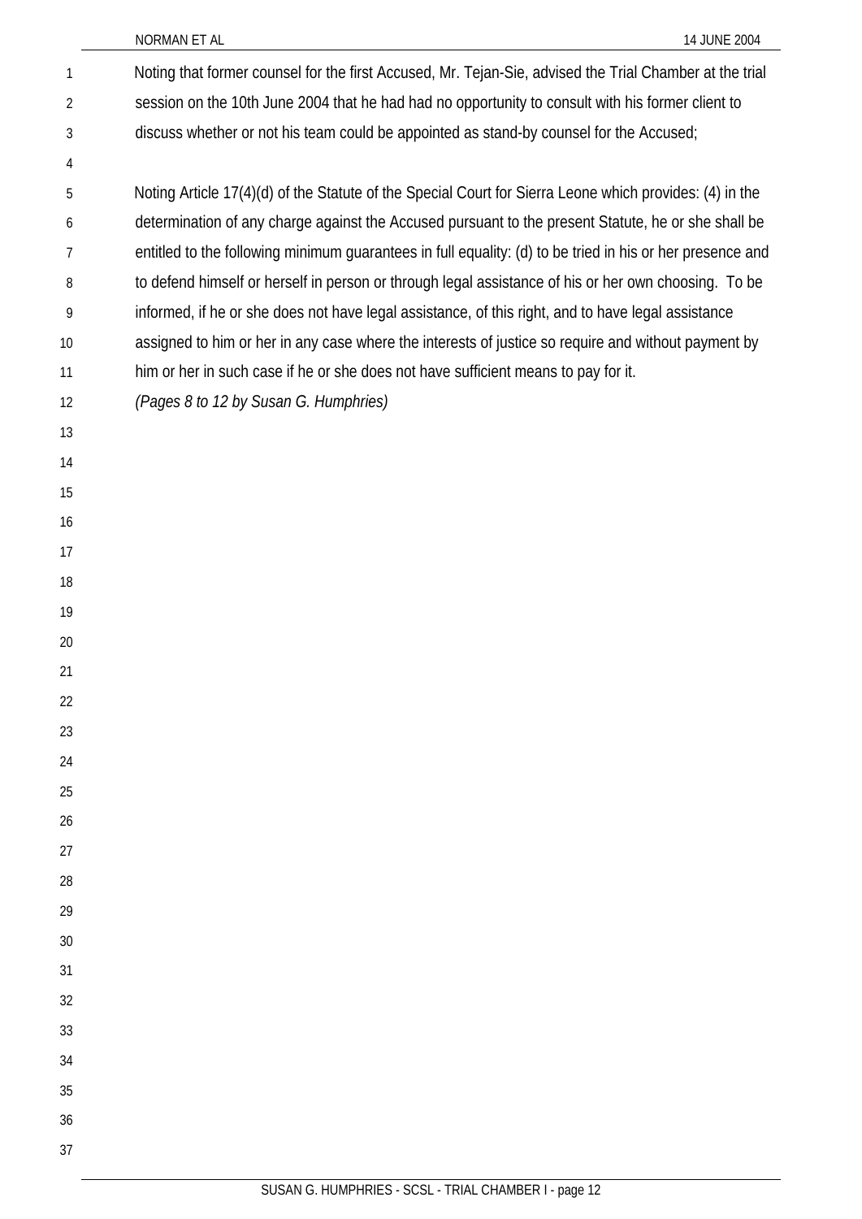Noting that former counsel for the first Accused, Mr. Tejan-Sie, advised the Trial Chamber at the trial session on the 10th June 2004 that he had had no opportunity to consult with his former client to discuss whether or not his team could be appointed as stand-by counsel for the Accused;

Noting Article 17(4)(d) of the Statute of the Special Court for Sierra Leone which provides: (4) in the determination of any charge against the Accused pursuant to the present Statute, he or she shall be entitled to the following minimum guarantees in full equality: (d) to be tried in his or her presence and to defend himself or herself in person or through legal assistance of his or her own choosing. To be informed, if he or she does not have legal assistance, of this right, and to have legal assistance assigned to him or her in any case where the interests of justice so require and without payment by him or her in such case if he or she does not have sufficient means to pay for it.

*(Pages 8 to 12 by Susan G. Humphries)*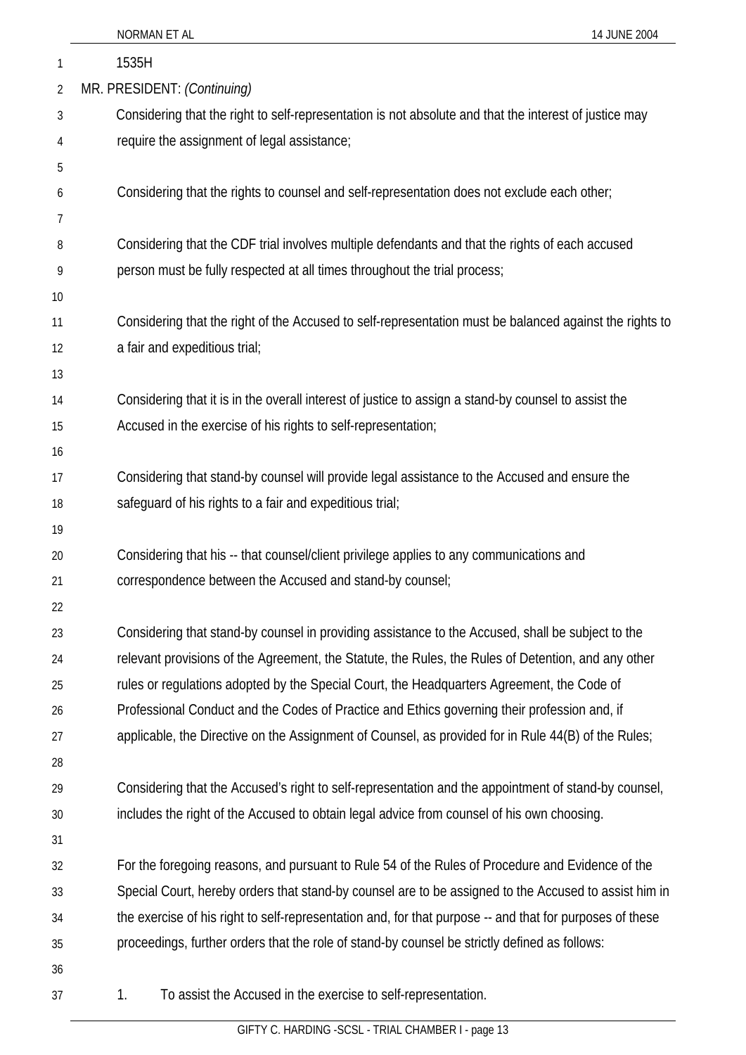1535H

MR. PRESIDENT: *(Continuing)*

Considering that the right to self-representation is not absolute and that the interest of justice may require the assignment of legal assistance;

Considering that the rights to counsel and self-representation does not exclude each other;

Considering that the CDF trial involves multiple defendants and that the rights of each accused person must be fully respected at all times throughout the trial process;

Considering that the right of the Accused to self-representation must be balanced against the rights to a fair and expeditious trial;

Considering that it is in the overall interest of justice to assign a stand-by counsel to assist the Accused in the exercise of his rights to self-representation;

Considering that stand-by counsel will provide legal assistance to the Accused and ensure the safeguard of his rights to a fair and expeditious trial;

Considering that his -- that counsel/client privilege applies to any communications and correspondence between the Accused and stand-by counsel;

Considering that stand-by counsel in providing assistance to the Accused, shall be subject to the relevant provisions of the Agreement, the Statute, the Rules, the Rules of Detention, and any other rules or regulations adopted by the Special Court, the Headquarters Agreement, the Code of Professional Conduct and the Codes of Practice and Ethics governing their profession and, if applicable, the Directive on the Assignment of Counsel, as provided for in Rule 44(B) of the Rules;

Considering that the Accused's right to self-representation and the appointment of stand-by counsel, includes the right of the Accused to obtain legal advice from counsel of his own choosing.

For the foregoing reasons, and pursuant to Rule 54 of the Rules of Procedure and Evidence of the Special Court, hereby orders that stand-by counsel are to be assigned to the Accused to assist him in the exercise of his right to self-representation and, for that purpose -- and that for purposes of these proceedings, further orders that the role of stand-by counsel be strictly defined as follows:

1. To assist the Accused in the exercise to self-representation.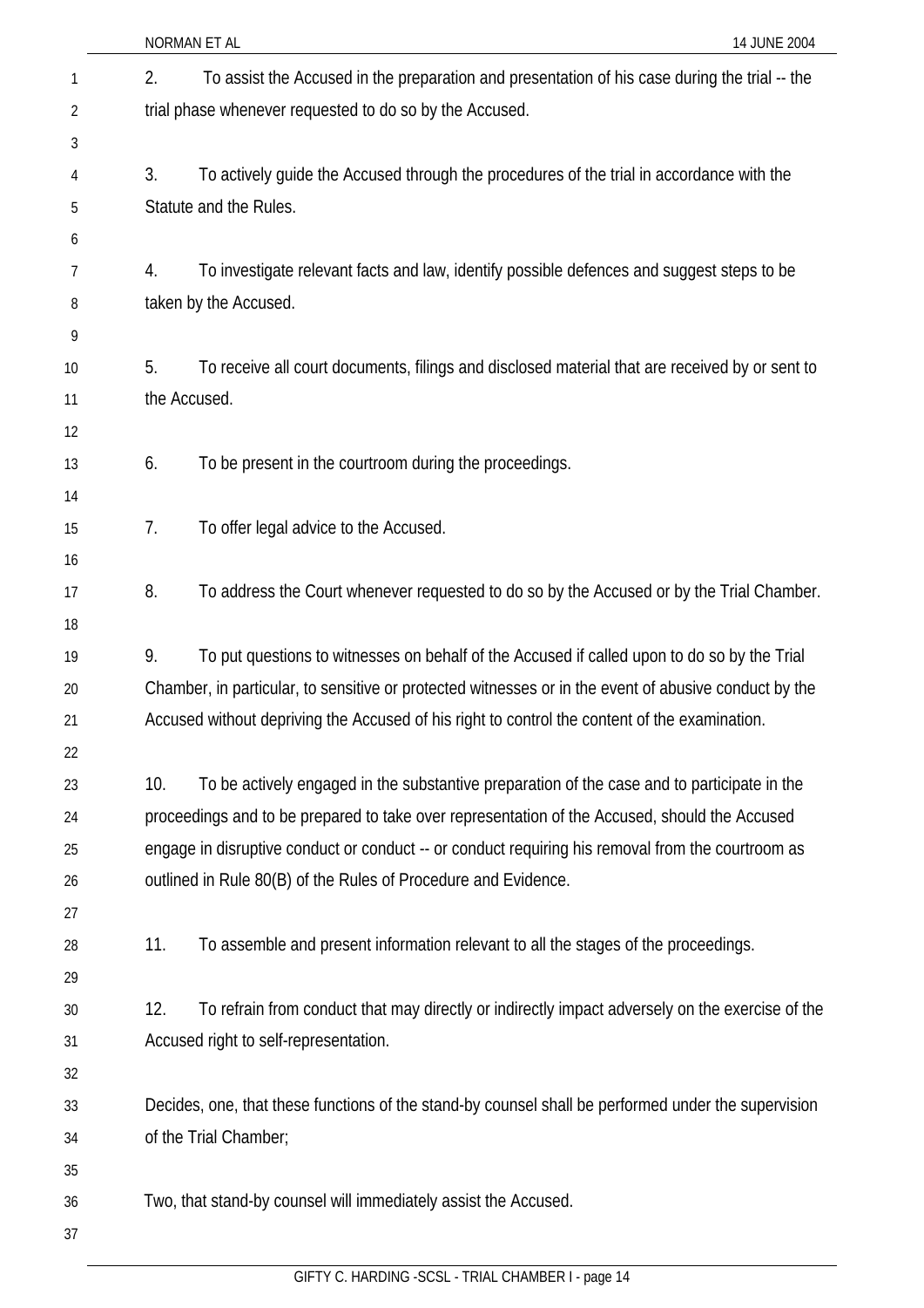2. To assist the Accused in the preparation and presentation of his case during the trial -- the trial phase whenever requested to do so by the Accused.

3. To actively guide the Accused through the procedures of the trial in accordance with the Statute and the Rules.

4. To investigate relevant facts and law, identify possible defences and suggest steps to be taken by the Accused.

5. To receive all court documents, filings and disclosed material that are received by or sent to the Accused.

6. To be present in the courtroom during the proceedings.

7. To offer legal advice to the Accused.

8. To address the Court whenever requested to do so by the Accused or by the Trial Chamber.

9. To put questions to witnesses on behalf of the Accused if called upon to do so by the Trial Chamber, in particular, to sensitive or protected witnesses or in the event of abusive conduct by the Accused without depriving the Accused of his right to control the content of the examination.

10. To be actively engaged in the substantive preparation of the case and to participate in the proceedings and to be prepared to take over representation of the Accused, should the Accused engage in disruptive conduct or conduct -- or conduct requiring his removal from the courtroom as outlined in Rule 80(B) of the Rules of Procedure and Evidence.

11. To assemble and present information relevant to all the stages of the proceedings.

12. To refrain from conduct that may directly or indirectly impact adversely on the exercise of the Accused right to self-representation.

Decides, one, that these functions of the stand-by counsel shall be performed under the supervision of the Trial Chamber;

Two, that stand-by counsel will immediately assist the Accused.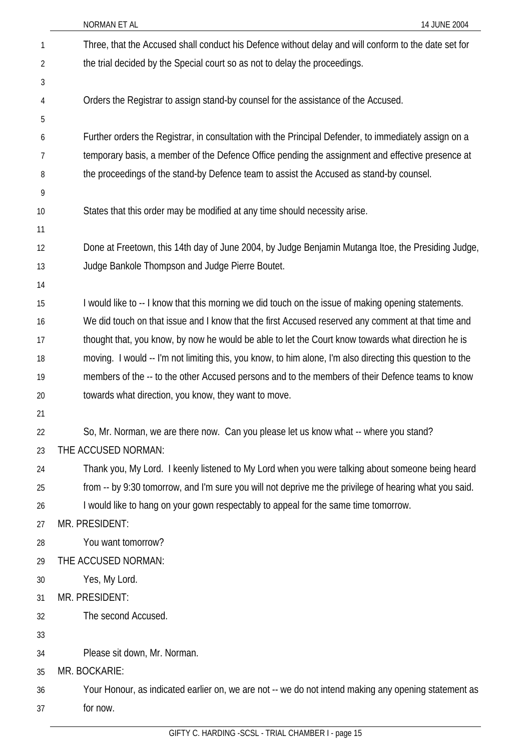Three, that the Accused shall conduct his Defence without delay and will conform to the date set for the trial decided by the Special court so as not to delay the proceedings.

Orders the Registrar to assign stand-by counsel for the assistance of the Accused.

Further orders the Registrar, in consultation with the Principal Defender, to immediately assign on a temporary basis, a member of the Defence Office pending the assignment and effective presence at the proceedings of the stand-by Defence team to assist the Accused as stand-by counsel.

States that this order may be modified at any time should necessity arise.

Done at Freetown, this 14th day of June 2004, by Judge Benjamin Mutanga Itoe, the Presiding Judge, Judge Bankole Thompson and Judge Pierre Boutet.

I would like to -- I know that this morning we did touch on the issue of making opening statements. We did touch on that issue and I know that the first Accused reserved any comment at that time and thought that, you know, by now he would be able to let the Court know towards what direction he is moving. I would -- I'm not limiting this, you know, to him alone, I'm also directing this question to the members of the -- to the other Accused persons and to the members of their Defence teams to know towards what direction, you know, they want to move.

So, Mr. Norman, we are there now. Can you please let us know what -- where you stand?

THE ACCUSED NORMAN:

Thank you, My Lord. I keenly listened to My Lord when you were talking about someone being heard from -- by 9:30 tomorrow, and I'm sure you will not deprive me the privilege of hearing what you said. I would like to hang on your gown respectably to appeal for the same time tomorrow.

MR. PRESIDENT:

You want tomorrow?

THE ACCUSED NORMAN:

Yes, My Lord.

MR. PRESIDENT:

The second Accused.

Please sit down, Mr. Norman.

MR. BOCKARIE:

Your Honour, as indicated earlier on, we are not -- we do not intend making any opening statement as for now.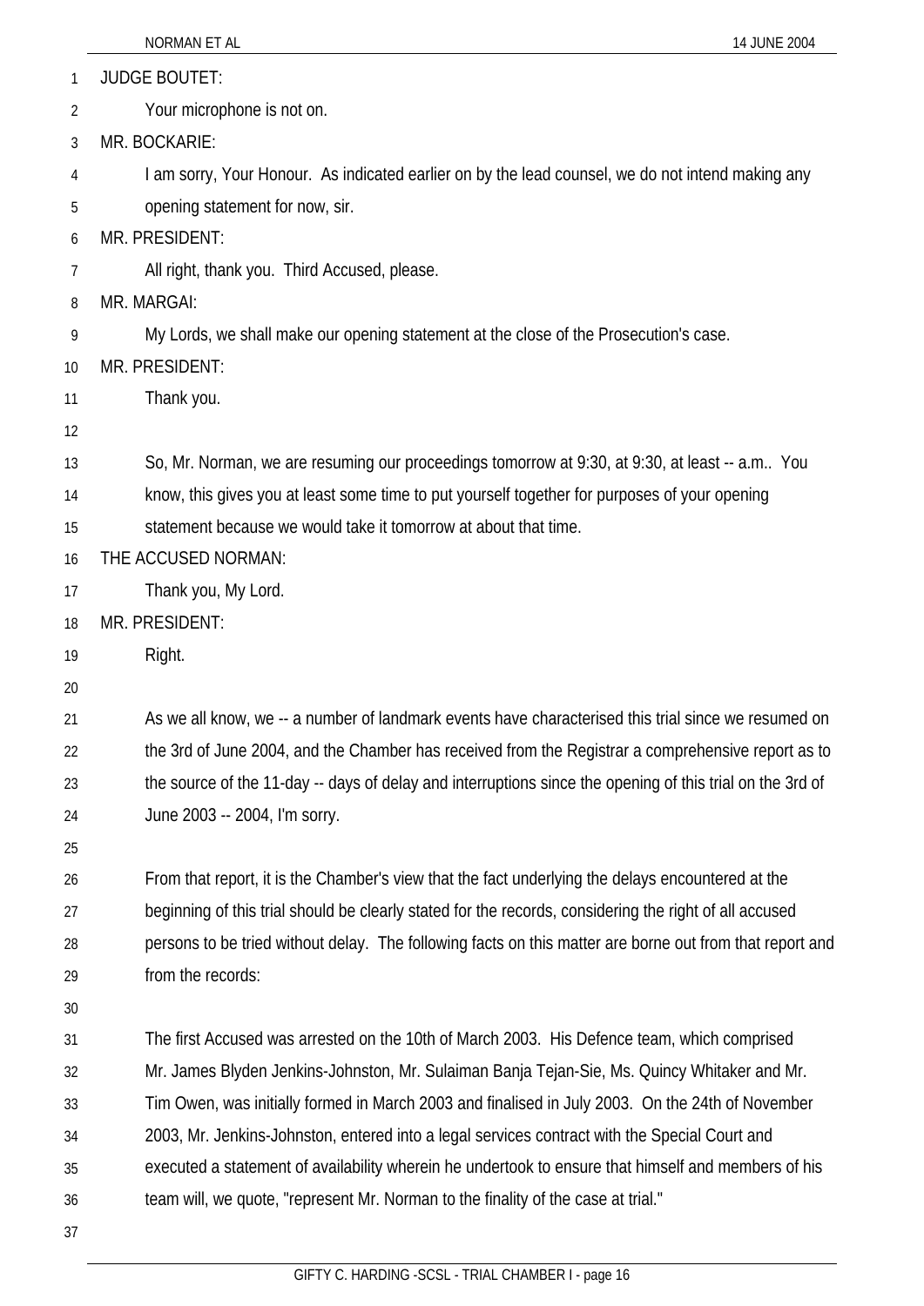JUDGE BOUTET:

Your microphone is not on.

MR. BOCKARIE:

I am sorry, Your Honour. As indicated earlier on by the lead counsel, we do not intend making any opening statement for now, sir.

MR. PRESIDENT:

All right, thank you. Third Accused, please.

MR. MARGAI:

My Lords, we shall make our opening statement at the close of the Prosecution's case.

MR. PRESIDENT:

Thank you.

So, Mr. Norman, we are resuming our proceedings tomorrow at 9:30, at 9:30, at least -- a.m.. You know, this gives you at least some time to put yourself together for purposes of your opening statement because we would take it tomorrow at about that time.

THE ACCUSED NORMAN:

Thank you, My Lord.

MR. PRESIDENT:

Right.

As we all know, we -- a number of landmark events have characterised this trial since we resumed on the 3rd of June 2004, and the Chamber has received from the Registrar a comprehensive report as to the source of the 11-day -- days of delay and interruptions since the opening of this trial on the 3rd of June 2003 -- 2004, I'm sorry.

From that report, it is the Chamber's view that the fact underlying the delays encountered at the beginning of this trial should be clearly stated for the records, considering the right of all accused persons to be tried without delay. The following facts on this matter are borne out from that report and from the records:

The first Accused was arrested on the 10th of March 2003. His Defence team, which comprised Mr. James Blyden Jenkins-Johnston, Mr. Sulaiman Banja Tejan-Sie, Ms. Quincy Whitaker and Mr. Tim Owen, was initially formed in March 2003 and finalised in July 2003. On the 24th of November 2003, Mr. Jenkins-Johnston, entered into a legal services contract with the Special Court and executed a statement of availability wherein he undertook to ensure that himself and members of his team will, we quote, "represent Mr. Norman to the finality of the case at trial."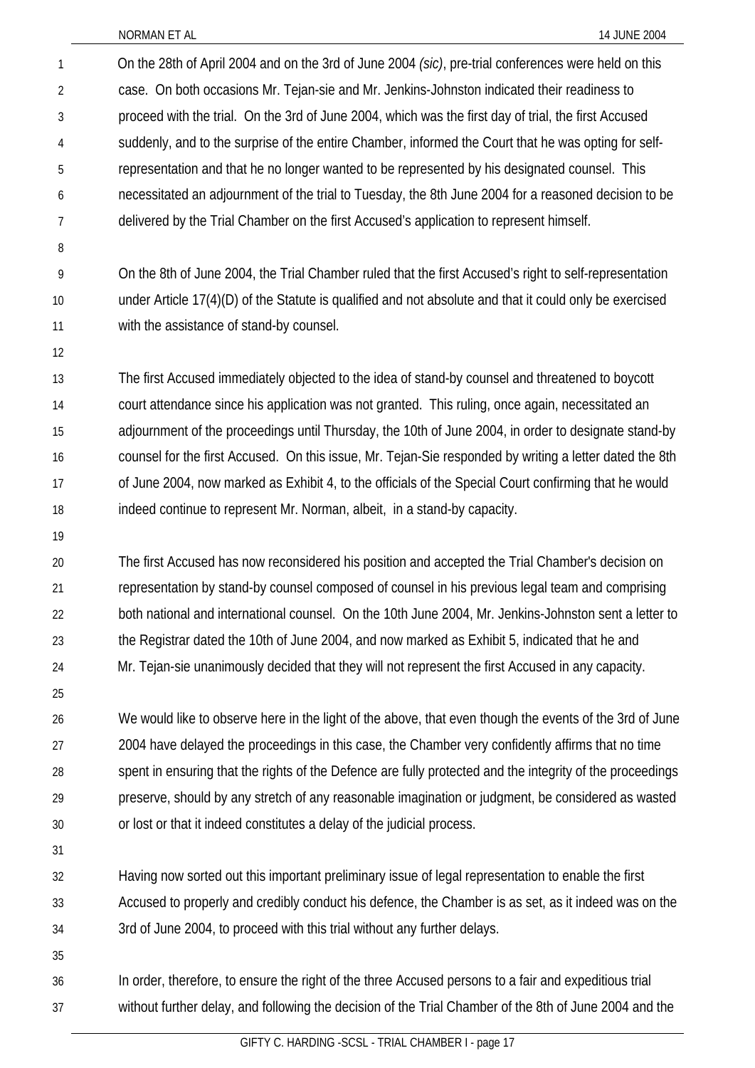On the 28th of April 2004 and on the 3rd of June 2004 *(sic)*, pre-trial conferences were held on this case. On both occasions Mr. Tejan-sie and Mr. Jenkins-Johnston indicated their readiness to proceed with the trial. On the 3rd of June 2004, which was the first day of trial, the first Accused suddenly, and to the surprise of the entire Chamber, informed the Court that he was opting for self-representation and that he no longer wanted to be represented by his designated counsel. This necessitated an adjournment of the trial to Tuesday, the 8th June 2004 for a reasoned decision to be delivered by the Trial Chamber on the first Accused's application to represent himself.

On the 8th of June 2004, the Trial Chamber ruled that the first Accused's right to self-representation under Article 17(4)(D) of the Statute is qualified and not absolute and that it could only be exercised with the assistance of stand-by counsel.

The first Accused immediately objected to the idea of stand-by counsel and threatened to boycott court attendance since his application was not granted. This ruling, once again, necessitated an adjournment of the proceedings until Thursday, the 10th of June 2004, in order to designate stand-by counsel for the first Accused. On this issue, Mr. Tejan-Sie responded by writing a letter dated the 8th of June 2004, now marked as Exhibit 4, to the officials of the Special Court confirming that he would indeed continue to represent Mr. Norman, albeit, in a stand-by capacity.

The first Accused has now reconsidered his position and accepted the Trial Chamber's decision on representation by stand-by counsel composed of counsel in his previous legal team and comprising both national and international counsel. On the 10th June 2004, Mr. Jenkins-Johnston sent a letter to the Registrar dated the 10th of June 2004, and now marked as Exhibit 5, indicated that he and Mr. Tejan-sie unanimously decided that they will not represent the first Accused in any capacity.

We would like to observe here in the light of the above, that even though the events of the 3rd of June 2004 have delayed the proceedings in this case, the Chamber very confidently affirms that no time spent in ensuring that the rights of the Defence are fully protected and the integrity of the proceedings preserve, should by any stretch of any reasonable imagination or judgment, be considered as wasted or lost or that it indeed constitutes a delay of the judicial process.

Having now sorted out this important preliminary issue of legal representation to enable the first Accused to properly and credibly conduct his defence, the Chamber is as set, as it indeed was on the 3rd of June 2004, to proceed with this trial without any further delays.

In order, therefore, to ensure the right of the three Accused persons to a fair and expeditious trial without further delay, and following the decision of the Trial Chamber of the 8th of June 2004 and the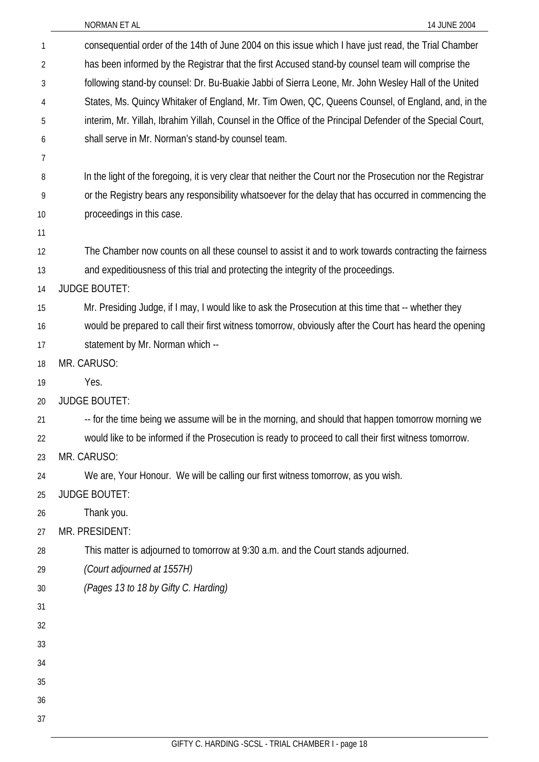consequential order of the 14th of June 2004 on this issue which I have just read, the Trial Chamber has been informed by the Registrar that the first Accused stand-by counsel team will comprise the following stand-by counsel: Dr. Bu-Buakie Jabbi of Sierra Leone, Mr. John Wesley Hall of the United States, Ms. Quincy Whitaker of England, Mr. Tim Owen, QC, Queens Counsel, of England, and, in the interim, Mr. Yillah, Ibrahim Yillah, Counsel in the Office of the Principal Defender of the Special Court, shall serve in Mr. Norman's stand-by counsel team.

In the light of the foregoing, it is very clear that neither the Court nor the Prosecution nor the Registrar or the Registry bears any responsibility whatsoever for the delay that has occurred in commencing the proceedings in this case.

The Chamber now counts on all these counsel to assist it and to work towards contracting the fairness and expeditiousness of this trial and protecting the integrity of the proceedings.

JUDGE BOUTET:

Mr. Presiding Judge, if I may, I would like to ask the Prosecution at this time that -- whether they would be prepared to call their first witness tomorrow, obviously after the Court has heard the opening statement by Mr. Norman which --

MR. CARUSO:

Yes.

JUDGE BOUTET:

-- for the time being we assume will be in the morning, and should that happen tomorrow morning we would like to be informed if the Prosecution is ready to proceed to call their first witness tomorrow.

MR. CARUSO:

We are, Your Honour. We will be calling our first witness tomorrow, as you wish.

JUDGE BOUTET:

Thank you.

MR. PRESIDENT:

This matter is adjourned to tomorrow at 9:30 a.m. and the Court stands adjourned.

*(Court adjourned at 1557H)*

*(Pages 13 to 18 by Gifty C. Harding)*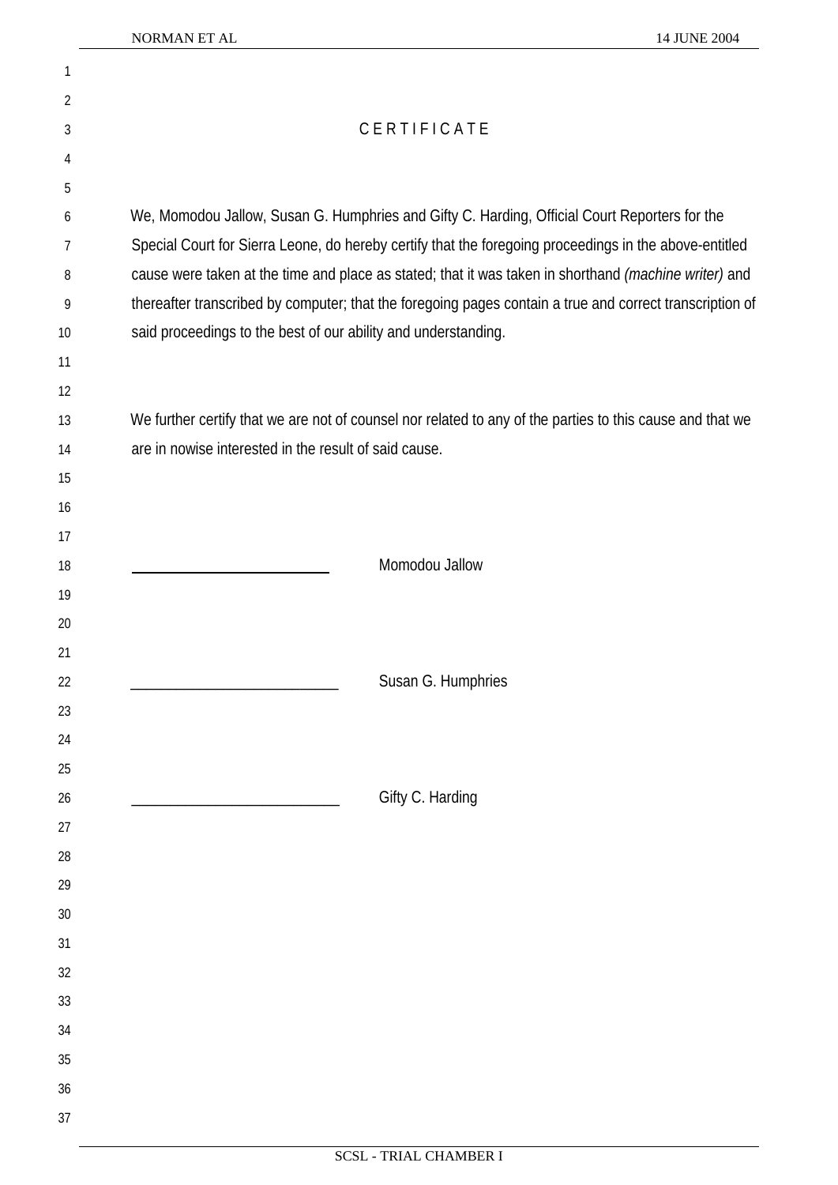# C E R T I F I C A T E

We, Momodou Jallow, Susan G. Humphries and Gifty C. Harding, Official Court Reporters for the Special Court for Sierra Leone, do hereby certify that the foregoing proceedings in the above-entitled cause were taken at the time and place as stated; that it was taken in shorthand *(machine writer)* and thereafter transcribed by computer; that the foregoing pages contain a true and correct transcription of said proceedings to the best of our ability and understanding.

We further certify that we are not of counsel nor related to any of the parties to this cause and that we are in nowise interested in the result of said cause.

___________________________ Momodou Jallow

___________________________ Susan G. Humphries

___________________________ Gifty C. Harding